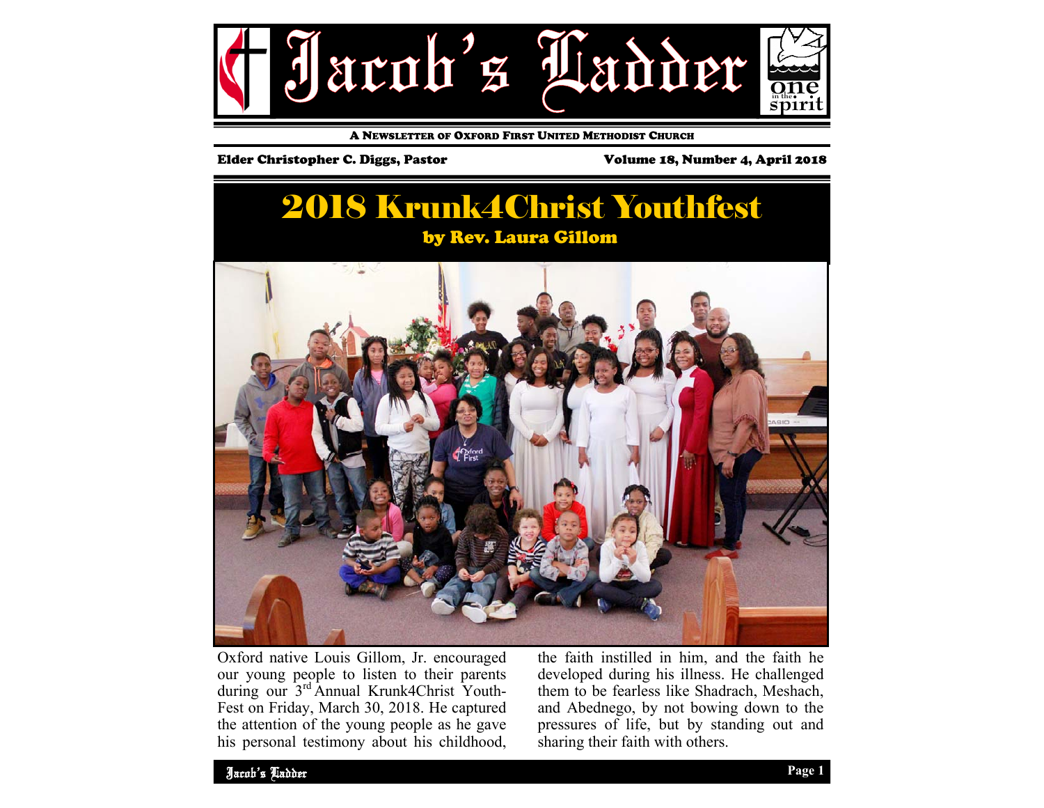# Jacob's Ladder

A NEWSLETTER OF OXFORD FIRST UNITED METHODIST CHURCH

Elder Christopher C. Diggs, Pastor

Volume 18, Number 4, April 2018

## 2018 Krunk4Christ Youthfest

**by Rev. Laura Gillom**

Oxford native Louis Gillom, Jr. encouraged our young people to listen to their parents during our 3rd Annual Krunk4Christ Youth-Fest on Friday, March 30, 2018. He captured the attention of the young people as he gave his personal testimony about his childhood, the faith instilled in him, and the faith he developed during his illness. He challenged them to be fearless like Shadrach, Meshach, and Abednego, by not bowing down to the pressures of life, but by standing out and sharing their faith with others.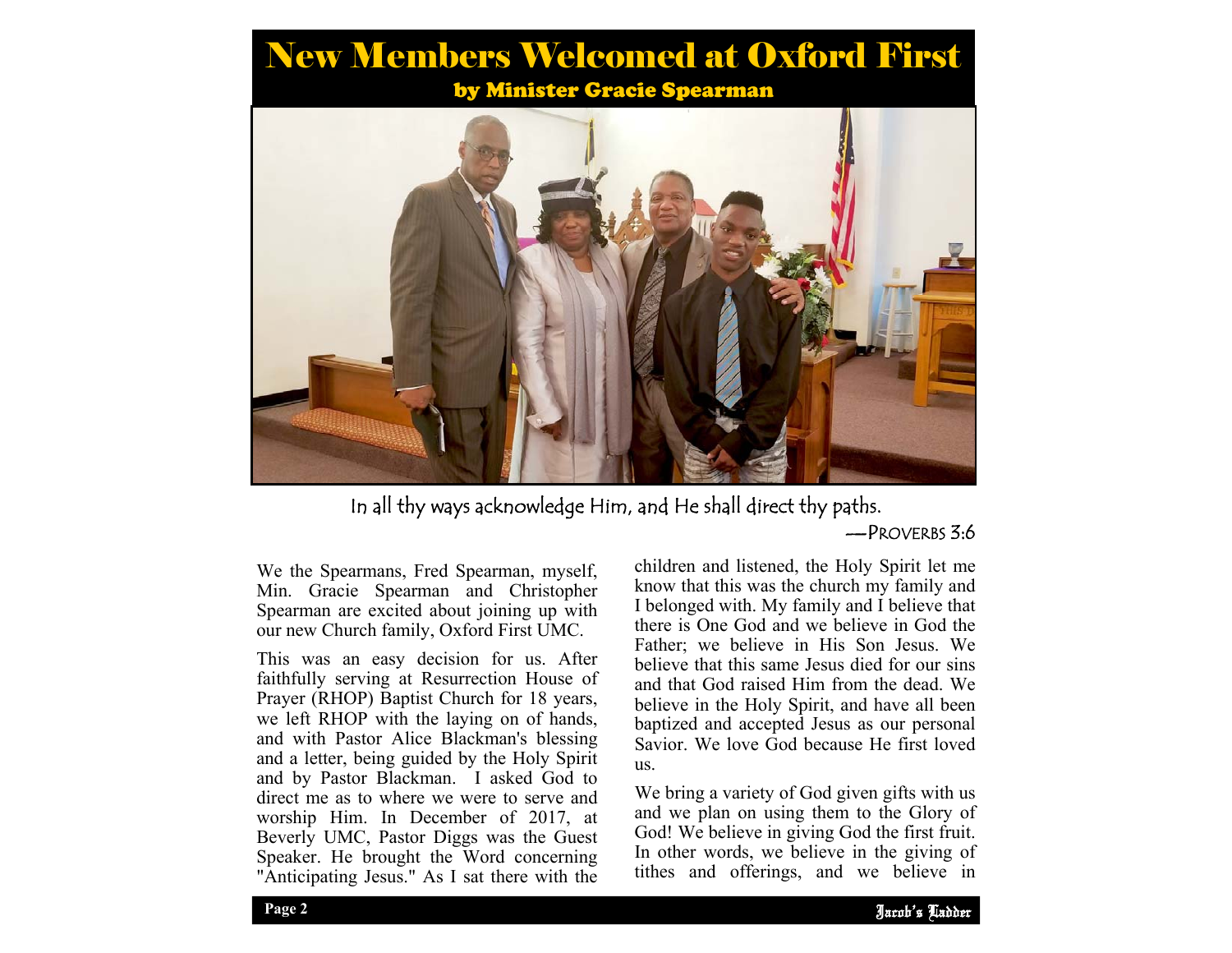# New Members Welcomed at Oxford First

### by Minister Gracie Spearman

In all thy ways acknowledge Him, and He shall direct thy paths.

—PROVERBS 3:6

We the Spearmans, Fred Spearman, myself, Min. Gracie Spearman and Christopher Spearman are excited about joining up with our new Church family, Oxford First UMC.

This was an easy decision for us. After faithfully serving at Resurrection House of Prayer (RHOP) Baptist Church for 18 years, we left RHOP with the laying on of hands, and with Pastor Alice Blackman's blessing and a letter, being guided by the Holy Spirit and by Pastor Blackman. I asked God to direct me as to where we were to serve and worship Him. In December of 2017, at Beverly UMC, Pastor Diggs was the Guest Speaker. He brought the Word concerning "Anticipating Jesus." As I sat there with the children and listened, the Holy Spirit let me know that this was the church my family and I belonged with. My family and I believe that there is One God and we believe in God the Father; we believe in His Son Jesus. We believe that this same Jesus died for our sins and that God raised Him from the dead. We believe in the Holy Spirit, and have all been baptized and accepted Jesus as our personal Savior. We love God because He first loved us.

We bring a variety of God given gifts with us and we plan on using them to the Glory of God! We believe in giving God the first fruit. In other words, we believe in the giving of tithes and offerings, and we believe in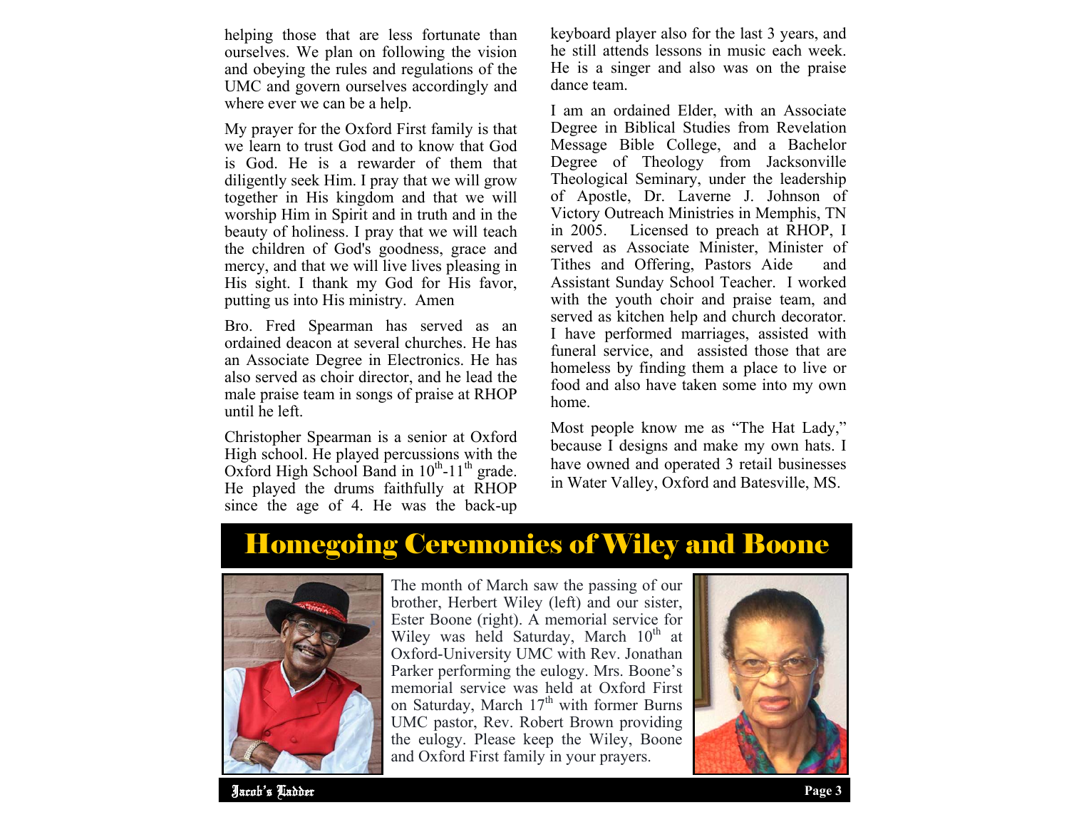helping those that are less fortunate than ourselves. We plan on following the vision and obeying the rules and regulations of the UMC and govern ourselves accordingly and where ever we can be a help.

My prayer for the Oxford First family is that we learn to trust God and to know that God is God. He is a rewarder of them that diligently seek Him. I pray that we will grow together in His kingdom and that we will worship Him in Spirit and in truth and in the beauty of holiness. I pray that we will teach the children of God's goodness, grace and mercy, and that we will live lives pleasing in His sight. I thank my God for His favor, putting us into His ministry. Amen

Bro. Fred Spearman has served as an ordained deacon at several churches. He has an Associate Degree in Electronics. He has also served as choir director, and he lead the male praise team in songs of praise at RHOP until he left.

Christopher Spearman is a senior at Oxford High school. He played percussions with the Oxford High School Band in 10th-11th grade. He played the drums faithfully at RHOP since the age of 4. He was the back-up keyboard player also for the last 3 years, and he still attends lessons in music each week. He is a singer and also was on the praise dance team.

I am an ordained Elder, with an Associate Degree in Biblical Studies from Revelation Message Bible College, and a Bachelor Degree of Theology from Jacksonville Theological Seminary, under the leadership of Apostle, Dr. Laverne J. Johnson of Victory Outreach Ministries in Memphis, TN in 2005. Licensed to preach at RHOP, I served as Associate Minister, Minister of Tithes and Offering, Pastors Aide and Assistant Sunday School Teacher. I worked with the youth choir and praise team, and served as kitchen help and church decorator. I have performed marriages, assisted with funeral service, and assisted those that are homeless by finding them a place to live or food and also have taken some into my own home.

Most people know me as "The Hat Lady," because I designs and make my own hats. I have owned and operated 3 retail businesses in Water Valley, Oxford and Batesville, MS.

## Homegoing Ceremonies of Wiley and Boone

The month of March saw the passing of our brother, Herbert Wiley (left) and our sister, Ester Boone (right). A memorial service for Wiley was held Saturday, March 10th at Oxford-University UMC with Rev. Jonathan Parker performing the eulogy. Mrs. Boone's memorial service was held at Oxford First on Saturday, March 17th with former Burns UMC pastor, Rev. Robert Brown providing the eulogy. Please keep the Wiley, Boone and Oxford First family in your prayers.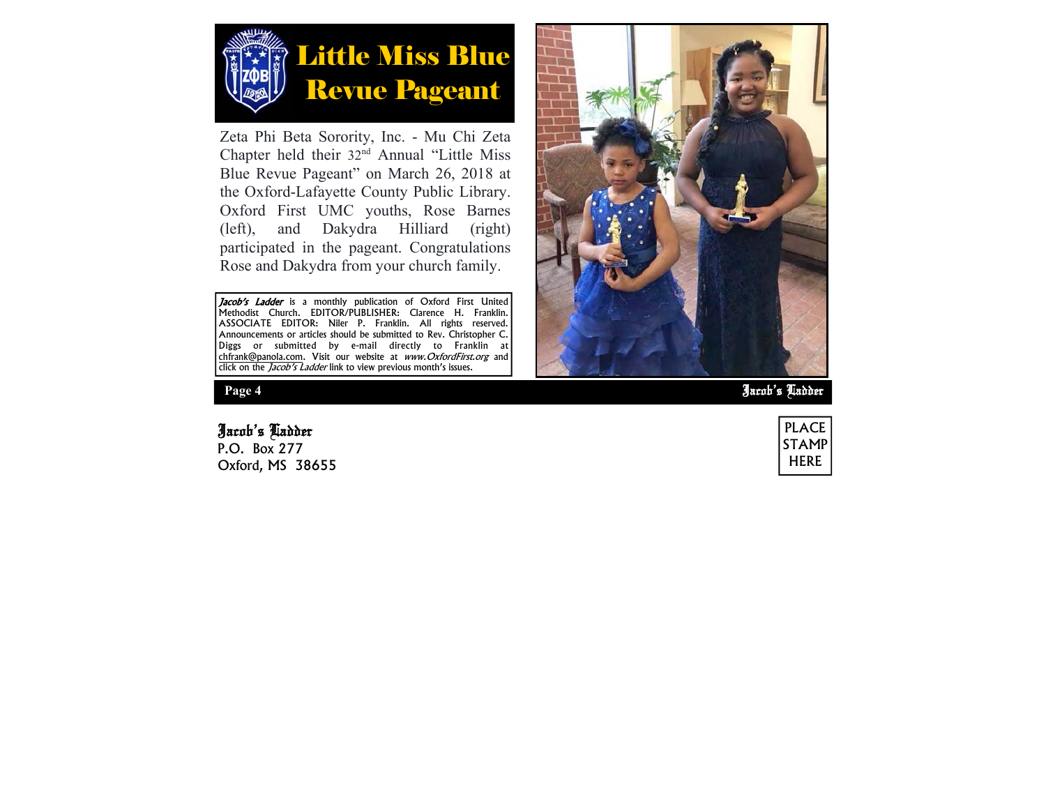# Little Miss Blue Revue Pageant

Zeta Phi Beta Sorority, Inc. - Mu Chi Zeta Chapter held their 32nd Annual "Little Miss Blue Revue Pageant" on March 26, 2018 at the Oxford-Lafayette County Public Library. Oxford First UMC youths, Rose Barnes (left), and Dakydra Hilliard (right) participated in the pageant. Congratulations Rose and Dakydra from your church family.

*Jacob's Ladder* is a monthly publication of Oxford First United Methodist Church. EDITOR/PUBLISHER: Clarence H. Franklin. ASSOCIATE EDITOR: Niler P. Franklin. All rights reserved. Announcements or articles should be submitted to Rev. Christopher C. Diggs or submitted by e-mail directly to Franklin at chfrank@panola.com. Visit our website at *www.OxfordFirst.org* and click on the *Jacob's Ladder* link to view previous month's issues.

Jacob's Ladder
P.O. Box 277
Oxford, MS 38655

PLACE STAMP HERE